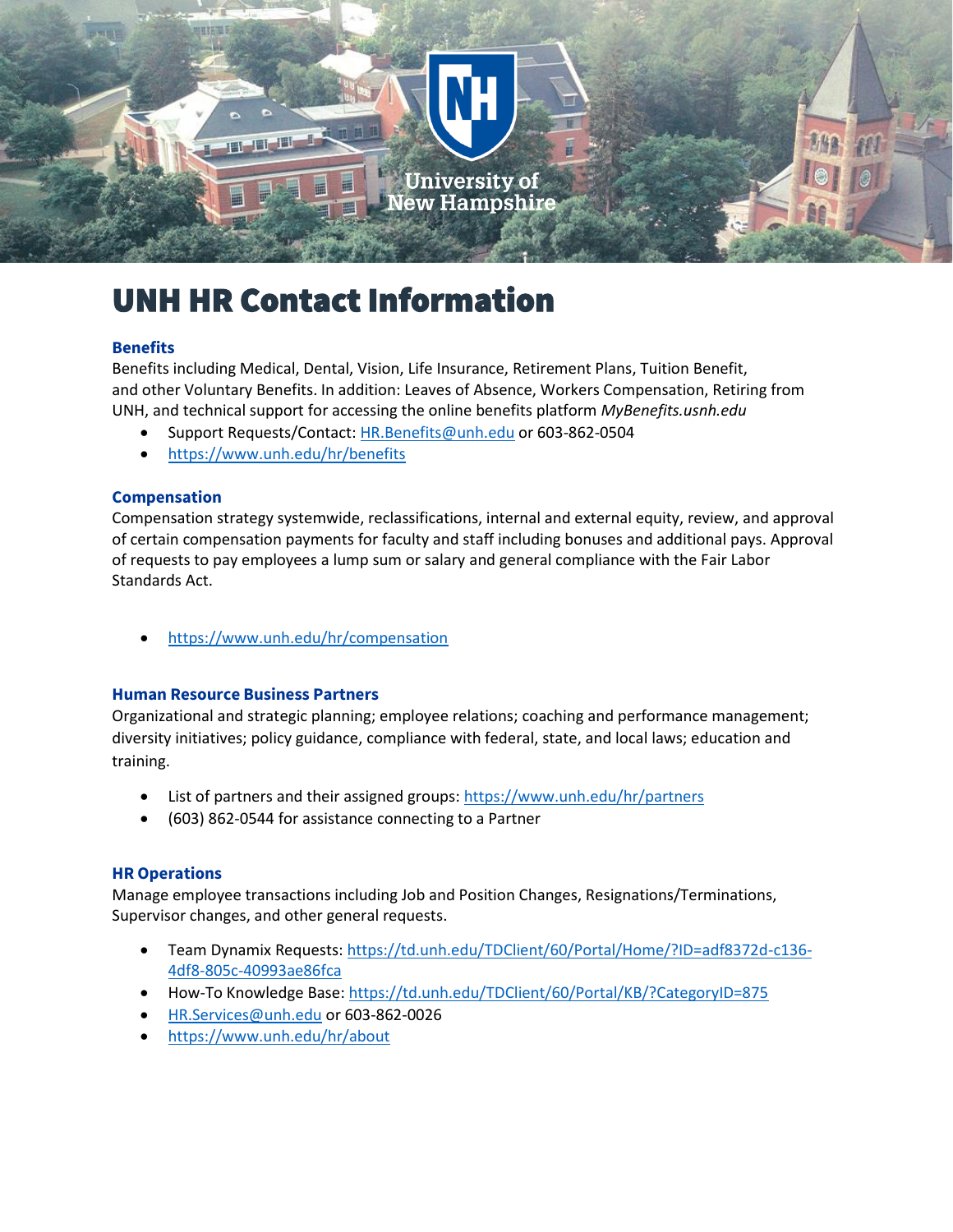# UNH HR Contact Information

### Benefits

Benefits including Medical, Dental, Vision, Life Insurance, Retirement Plans, Tuition Benefit, and other Voluntary Benefits. In addition: Leaves of Absence, Workers Compensation, Retiring from UNH, and technical support for accessing the online benefits platform *MyBenefits.usnh.edu*

- Support Requests/Contact: HR.Benefits@unh.edu or 603-862-0504
- https://www.unh.edu/hr/benefits

### Compensation

Compensation strategy systemwide, reclassifications, internal and external equity, review, and approval of certain compensation payments for faculty and staff including bonuses and additional pays. Approval of requests to pay employees a lump sum or salary and general compliance with the Fair Labor Standards Act.

- https://www.unh.edu/hr/compensation

### Human Resource Business Partners

Organizational and strategic planning; employee relations; coaching and performance management; diversity initiatives; policy guidance, compliance with federal, state, and local laws; education and training.

- List of partners and their assigned groups: https://www.unh.edu/hr/partners
- (603) 862-0544 for assistance connecting to a Partner

### HR Operations

Manage employee transactions including Job and Position Changes, Resignations/Terminations, Supervisor changes, and other general requests.

- Team Dynamix Requests: https://td.unh.edu/TDClient/60/Portal/Home/?ID=adf8372d-c136-4df8-805c-40993ae86fca
- How-To Knowledge Base: https://td.unh.edu/TDClient/60/Portal/KB/?CategoryID=875
- HR.Services@unh.edu or 603-862-0026
- https://www.unh.edu/hr/about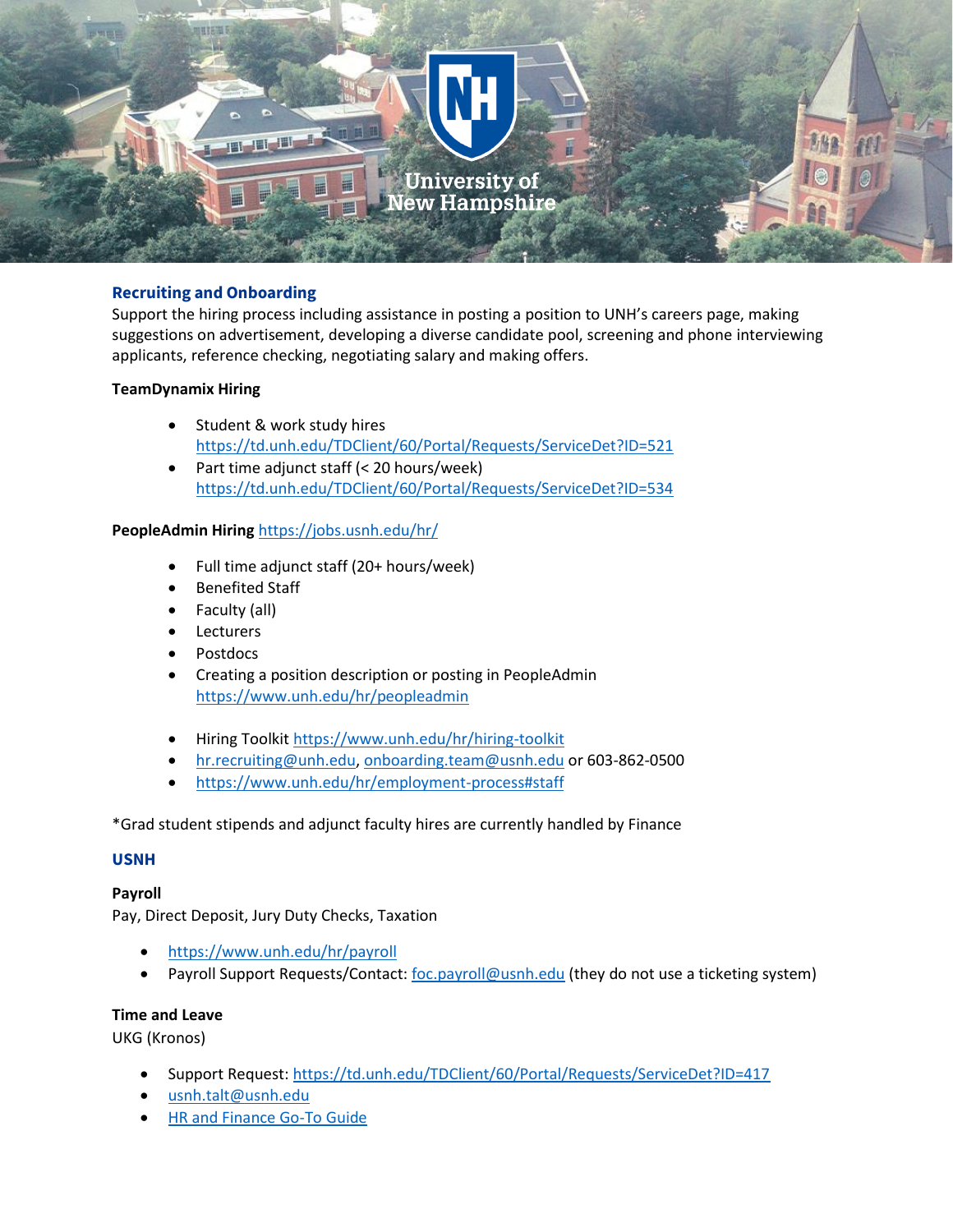## Recruiting and Onboarding

Support the hiring process including assistance in posting a position to UNH's careers page, making suggestions on advertisement, developing a diverse candidate pool, screening and phone interviewing applicants, reference checking, negotiating salary and making offers.

**TeamDynamix Hiring**

- Student & work study hires https://td.unh.edu/TDClient/60/Portal/Requests/ServiceDet?ID=521
- Part time adjunct staff (< 20 hours/week) https://td.unh.edu/TDClient/60/Portal/Requests/ServiceDet?ID=534

**PeopleAdmin Hiring** https://jobs.usnh.edu/hr/

- Full time adjunct staff (20+ hours/week)
- Benefited Staff
- Faculty (all)
- Lecturers
- Postdocs
- Creating a position description or posting in PeopleAdmin https://www.unh.edu/hr/peopleadmin

- Hiring Toolkit https://www.unh.edu/hr/hiring-toolkit
- hr.recruiting@unh.edu, onboarding.team@usnh.edu or 603-862-0500
- https://www.unh.edu/hr/employment-process#staff

*Grad student stipends and adjunct faculty hires are currently handled by Finance

## USNH

**Payroll**

Pay, Direct Deposit, Jury Duty Checks, Taxation

- https://www.unh.edu/hr/payroll
- Payroll Support Requests/Contact: foc.payroll@usnh.edu (they do not use a ticketing system)

**Time and Leave**

UKG (Kronos)

- Support Request: https://td.unh.edu/TDClient/60/Portal/Requests/ServiceDet?ID=417
- usnh.talt@usnh.edu
- HR and Finance Go-To Guide